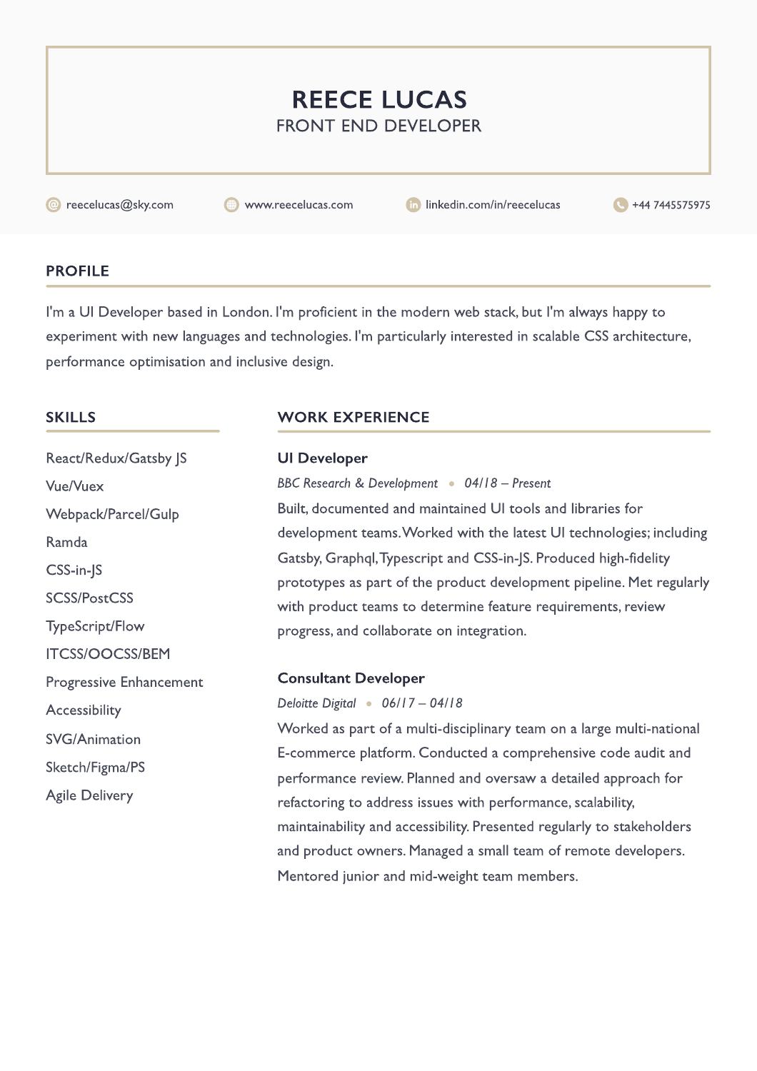# REECE LUCAS

FRONT END DEVELOPER

reecelucas@sky.com | www.reecelucas.com | linkedin.com/in/reecelucas | +44 7445575975

## PROFILE

I'm a UI Developer based in London. I'm proficient in the modern web stack, but I'm always happy to experiment with new languages and technologies. I'm particularly interested in scalable CSS architecture, performance optimisation and inclusive design.

## SKILLS

- React/Redux/Gatsby JS
- Vue/Vuex
- Webpack/Parcel/Gulp
- Ramda
- CSS-in-JS
- SCSS/PostCSS
- TypeScript/Flow
- ITCSS/OOCSS/BEM
- Progressive Enhancement
- Accessibility
- SVG/Animation
- Sketch/Figma/PS
- Agile Delivery

## WORK EXPERIENCE

### UI Developer

*BBC Research & Development • 04/18 – Present*

Built, documented and maintained UI tools and libraries for development teams. Worked with the latest UI technologies; including Gatsby, Graphql, Typescript and CSS-in-JS. Produced high-fidelity prototypes as part of the product development pipeline. Met regularly with product teams to determine feature requirements, review progress, and collaborate on integration.

### Consultant Developer

*Deloitte Digital • 06/17 – 04/18*

Worked as part of a multi-disciplinary team on a large multi-national E-commerce platform. Conducted a comprehensive code audit and performance review. Planned and oversaw a detailed approach for refactoring to address issues with performance, scalability, maintainability and accessibility. Presented regularly to stakeholders and product owners. Managed a small team of remote developers. Mentored junior and mid-weight team members.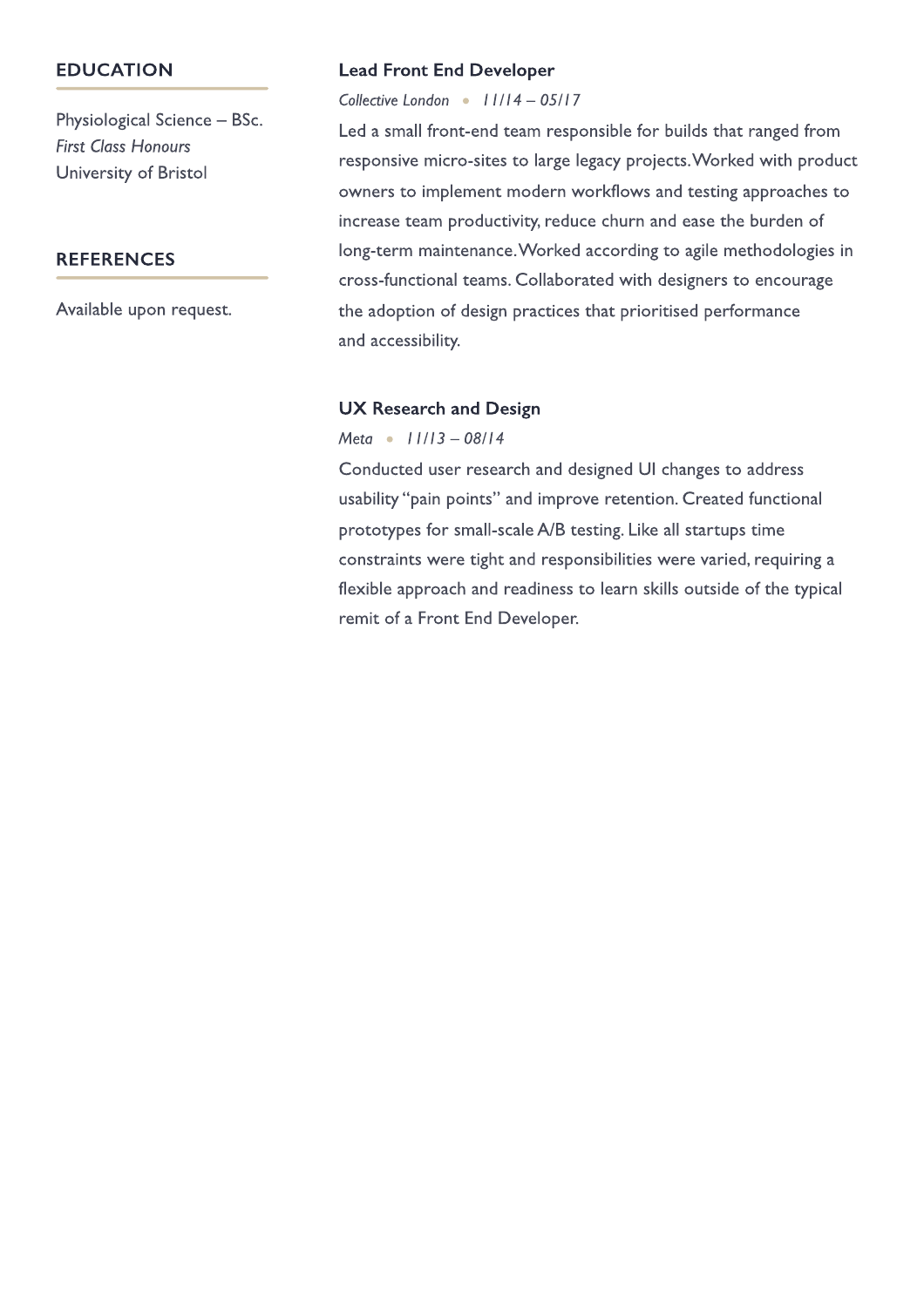## EDUCATION

Physiological Science – BSc.
*First Class Honours*
University of Bristol

## REFERENCES

Available upon request.

### Lead Front End Developer

*Collective London* • *11/14 – 05/17*

Led a small front-end team responsible for builds that ranged from responsive micro-sites to large legacy projects. Worked with product owners to implement modern workflows and testing approaches to increase team productivity, reduce churn and ease the burden of long-term maintenance. Worked according to agile methodologies in cross-functional teams. Collaborated with designers to encourage the adoption of design practices that prioritised performance and accessibility.

### UX Research and Design

*Meta* • *11/13 – 08/14*

Conducted user research and designed UI changes to address usability "pain points" and improve retention. Created functional prototypes for small-scale A/B testing. Like all startups time constraints were tight and responsibilities were varied, requiring a flexible approach and readiness to learn skills outside of the typical remit of a Front End Developer.